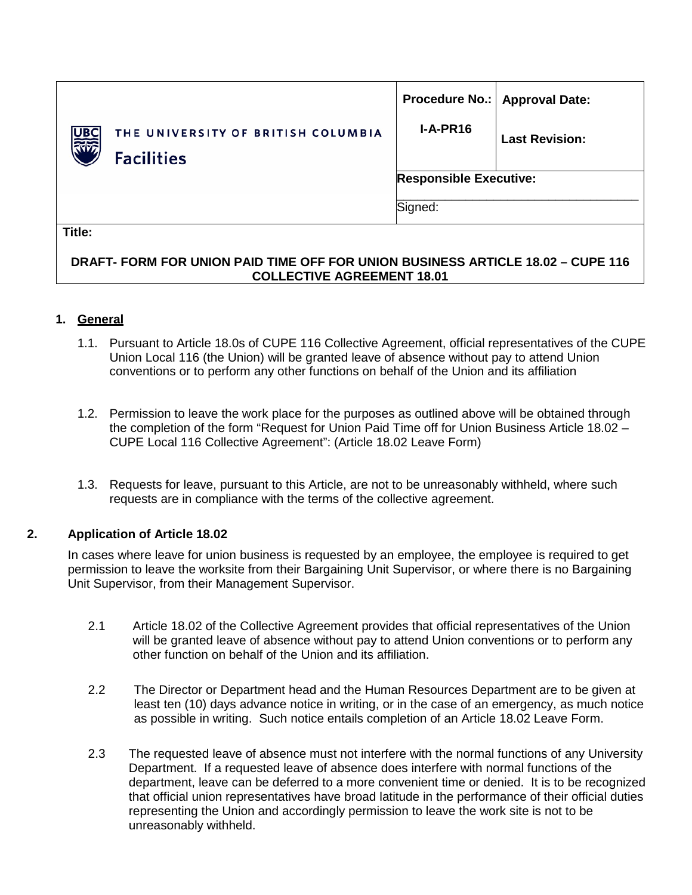| THE UNIVERSITY OF BRITISH COLUMBIA Facilities | Procedure No.: I-A-PR16 | Approval Date: Last Revision: |
|---|---|---|
| | Responsible Executive: | |
| | Signed: | |

**Title:**

**DRAFT- FORM FOR UNION PAID TIME OFF FOR UNION BUSINESS ARTICLE 18.02 – CUPE 116 COLLECTIVE AGREEMENT 18.01**

## 1. General

1.1. Pursuant to Article 18.0s of CUPE 116 Collective Agreement, official representatives of the CUPE Union Local 116 (the Union) will be granted leave of absence without pay to attend Union conventions or to perform any other functions on behalf of the Union and its affiliation

1.2. Permission to leave the work place for the purposes as outlined above will be obtained through the completion of the form "Request for Union Paid Time off for Union Business Article 18.02 – CUPE Local 116 Collective Agreement": (Article 18.02 Leave Form)

1.3. Requests for leave, pursuant to this Article, are not to be unreasonably withheld, where such requests are in compliance with the terms of the collective agreement.

## 2. Application of Article 18.02

In cases where leave for union business is requested by an employee, the employee is required to get permission to leave the worksite from their Bargaining Unit Supervisor, or where there is no Bargaining Unit Supervisor, from their Management Supervisor.

2.1 Article 18.02 of the Collective Agreement provides that official representatives of the Union will be granted leave of absence without pay to attend Union conventions or to perform any other function on behalf of the Union and its affiliation.

2.2 The Director or Department head and the Human Resources Department are to be given at least ten (10) days advance notice in writing, or in the case of an emergency, as much notice as possible in writing. Such notice entails completion of an Article 18.02 Leave Form.

2.3 The requested leave of absence must not interfere with the normal functions of any University Department. If a requested leave of absence does interfere with normal functions of the department, leave can be deferred to a more convenient time or denied. It is to be recognized that official union representatives have broad latitude in the performance of their official duties representing the Union and accordingly permission to leave the work site is not to be unreasonably withheld.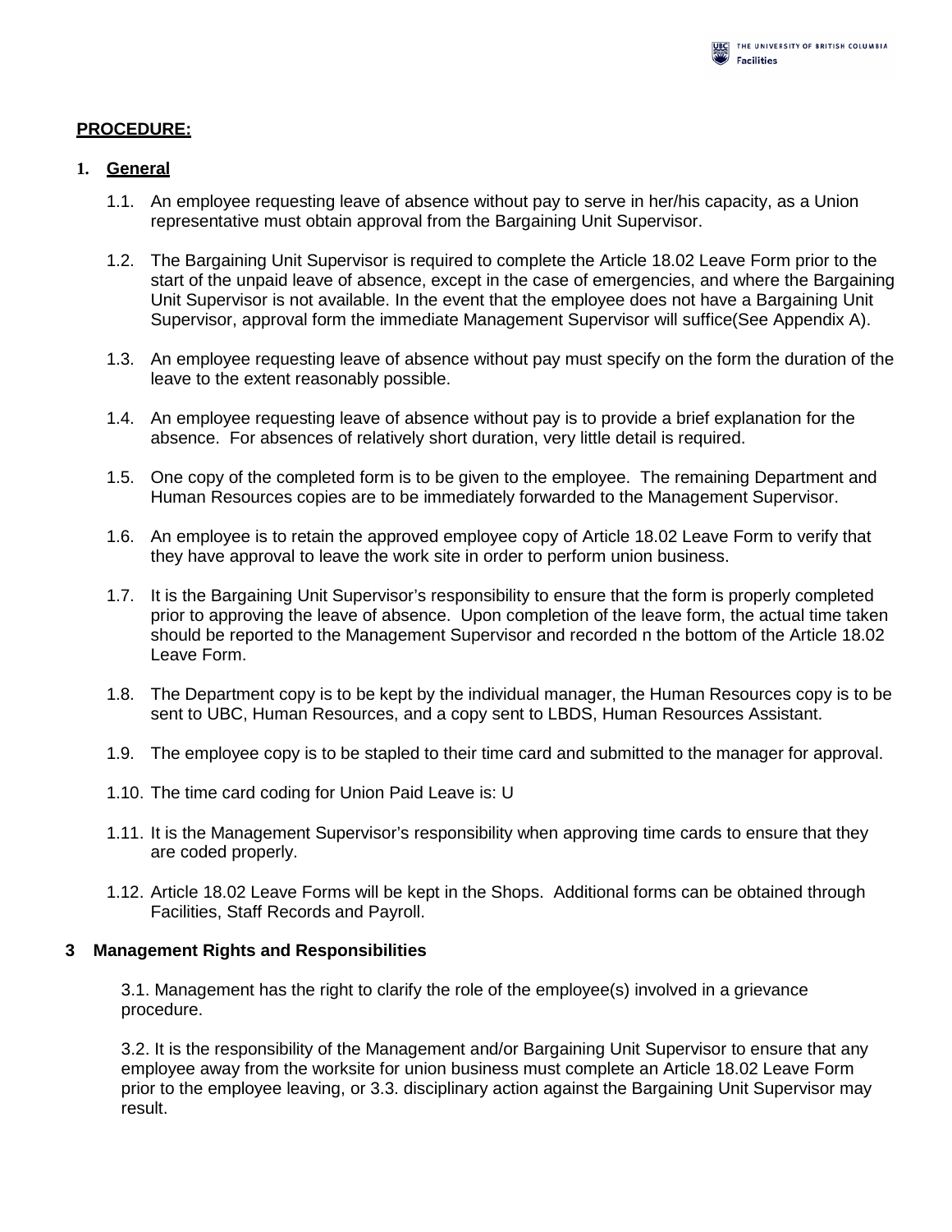**PROCEDURE:**

1. **General**

1.1. An employee requesting leave of absence without pay to serve in her/his capacity, as a Union representative must obtain approval from the Bargaining Unit Supervisor.

1.2. The Bargaining Unit Supervisor is required to complete the Article 18.02 Leave Form prior to the start of the unpaid leave of absence, except in the case of emergencies, and where the Bargaining Unit Supervisor is not available. In the event that the employee does not have a Bargaining Unit Supervisor, approval form the immediate Management Supervisor will suffice(See Appendix A).

1.3. An employee requesting leave of absence without pay must specify on the form the duration of the leave to the extent reasonably possible.

1.4. An employee requesting leave of absence without pay is to provide a brief explanation for the absence. For absences of relatively short duration, very little detail is required.

1.5. One copy of the completed form is to be given to the employee. The remaining Department and Human Resources copies are to be immediately forwarded to the Management Supervisor.

1.6. An employee is to retain the approved employee copy of Article 18.02 Leave Form to verify that they have approval to leave the work site in order to perform union business.

1.7. It is the Bargaining Unit Supervisor's responsibility to ensure that the form is properly completed prior to approving the leave of absence. Upon completion of the leave form, the actual time taken should be reported to the Management Supervisor and recorded n the bottom of the Article 18.02 Leave Form.

1.8. The Department copy is to be kept by the individual manager, the Human Resources copy is to be sent to UBC, Human Resources, and a copy sent to LBDS, Human Resources Assistant.

1.9. The employee copy is to be stapled to their time card and submitted to the manager for approval.

1.10. The time card coding for Union Paid Leave is: U

1.11. It is the Management Supervisor's responsibility when approving time cards to ensure that they are coded properly.

1.12. Article 18.02 Leave Forms will be kept in the Shops. Additional forms can be obtained through Facilities, Staff Records and Payroll.

**3 Management Rights and Responsibilities**

3.1. Management has the right to clarify the role of the employee(s) involved in a grievance procedure.

3.2. It is the responsibility of the Management and/or Bargaining Unit Supervisor to ensure that any employee away from the worksite for union business must complete an Article 18.02 Leave Form prior to the employee leaving, or 3.3. disciplinary action against the Bargaining Unit Supervisor may result.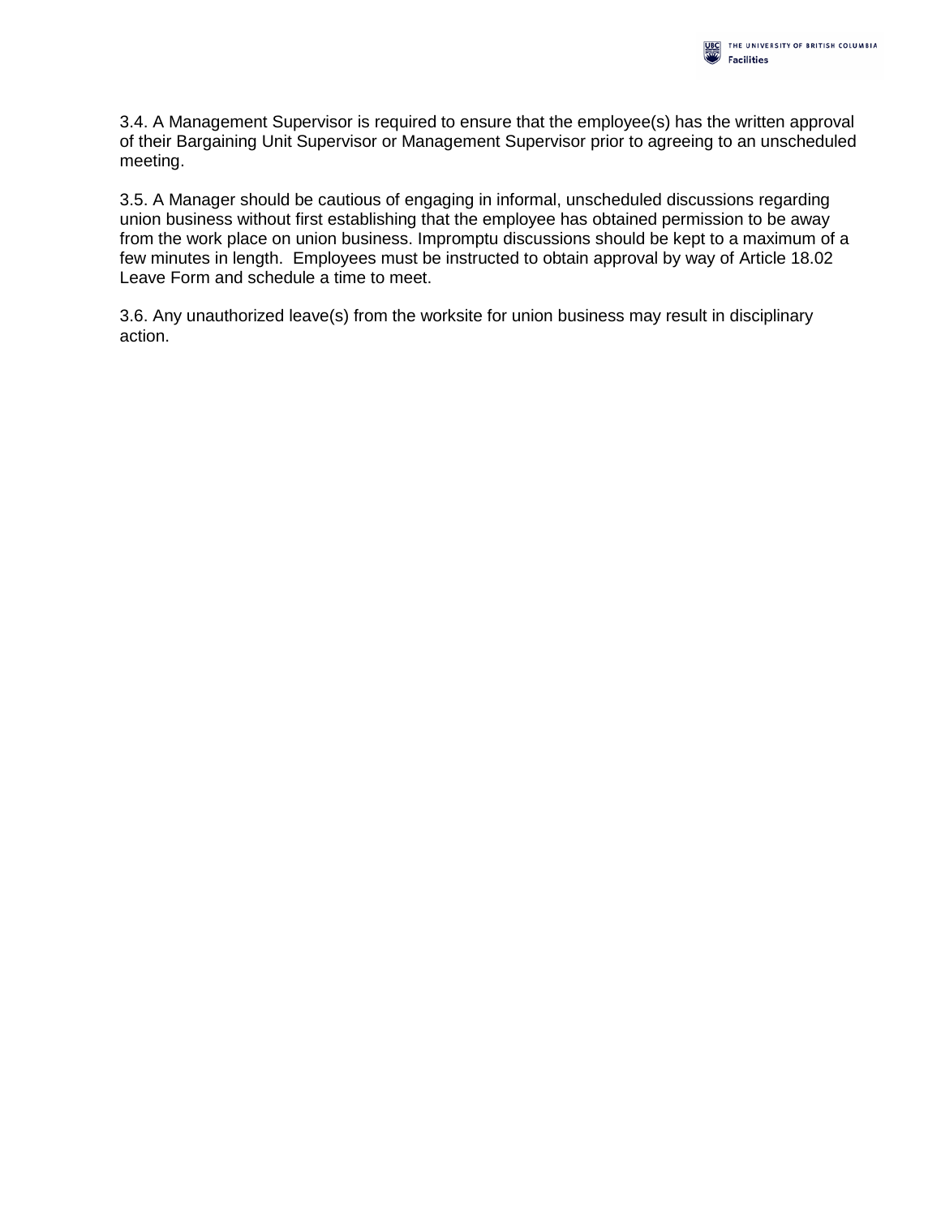3.4. A Management Supervisor is required to ensure that the employee(s) has the written approval of their Bargaining Unit Supervisor or Management Supervisor prior to agreeing to an unscheduled meeting.

3.5. A Manager should be cautious of engaging in informal, unscheduled discussions regarding union business without first establishing that the employee has obtained permission to be away from the work place on union business. Impromptu discussions should be kept to a maximum of a few minutes in length. Employees must be instructed to obtain approval by way of Article 18.02 Leave Form and schedule a time to meet.

3.6. Any unauthorized leave(s) from the worksite for union business may result in disciplinary action.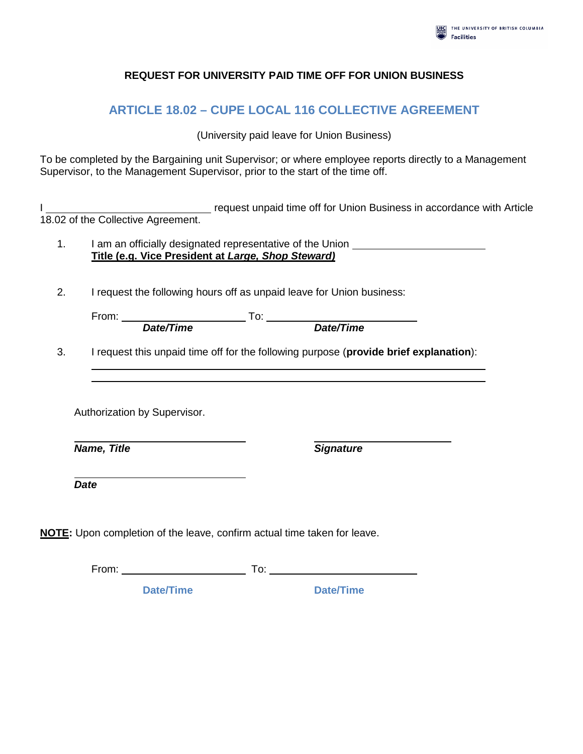THE UNIVERSITY OF BRITISH COLUMBIA Facilities

**REQUEST FOR UNIVERSITY PAID TIME OFF FOR UNION BUSINESS**

## ARTICLE 18.02 – CUPE LOCAL 116 COLLECTIVE AGREEMENT

(University paid leave for Union Business)

To be completed by the Bargaining unit Supervisor; or where employee reports directly to a Management Supervisor, to the Management Supervisor, prior to the start of the time off.

I ______________________________ request unpaid time off for Union Business in accordance with Article 18.02 of the Collective Agreement.

1. I am an officially designated representative of the Union ________________________
   **Title (e.g. Vice President at *Large, Shop Steward)***

2. I request the following hours off as unpaid leave for Union business:

   From: ______________________ To: ___________________________
   ***Date/Time*** ***Date/Time***

3. I request this unpaid time off for the following purpose (**provide brief explanation**):

   ________________________________________________________________________
   ________________________________________________________________________

Authorization by Supervisor.

_______________________________ _________________________
***Name, Title*** ***Signature***

_______________________________
***Date***

**NOTE:** Upon completion of the leave, confirm actual time taken for leave.

From: ______________________ To: ___________________________

**Date/Time** **Date/Time**